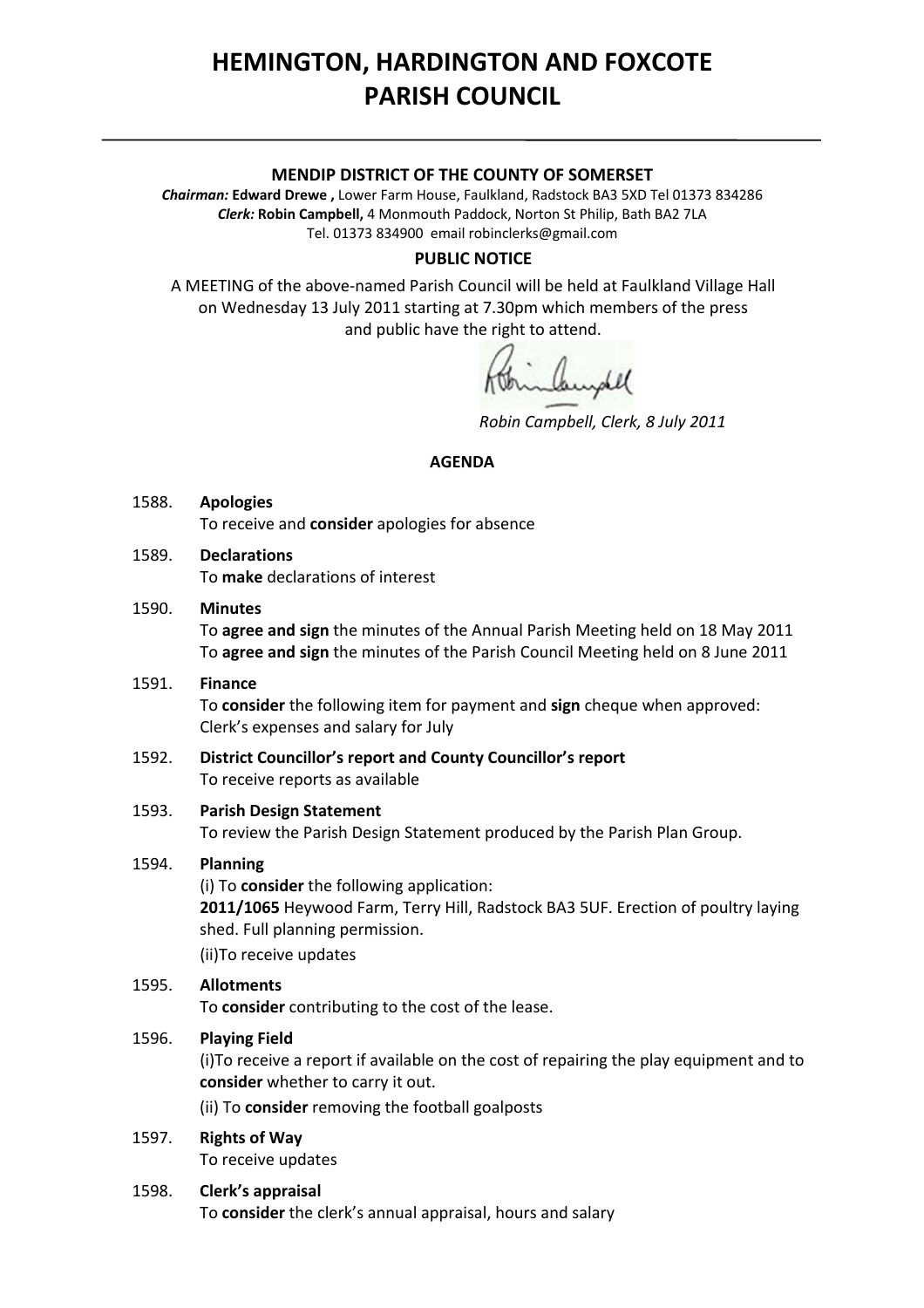# HEMINGTON, HARDINGTON AND FOXCOTE PARISH COUNCIL

**MENDIP DISTRICT OF THE COUNTY OF SOMERSET**

***Chairman:* Edward Drewe ,** Lower Farm House, Faulkland, Radstock BA3 5XD Tel 01373 834286
***Clerk:* Robin Campbell,** 4 Monmouth Paddock, Norton St Philip, Bath BA2 7LA
Tel. 01373 834900 email robinclerks@gmail.com

**PUBLIC NOTICE**

A MEETING of the above-named Parish Council will be held at Faulkland Village Hall on Wednesday 13 July 2011 starting at 7.30pm which members of the press and public have the right to attend.

*Robin Campbell, Clerk, 8 July 2011*

**AGENDA**

1588. **Apologies**
To receive and **consider** apologies for absence

1589. **Declarations**
To **make** declarations of interest

1590. **Minutes**
To **agree and sign** the minutes of the Annual Parish Meeting held on 18 May 2011
To **agree and sign** the minutes of the Parish Council Meeting held on 8 June 2011

1591. **Finance**
To **consider** the following item for payment and **sign** cheque when approved:
Clerk's expenses and salary for July

1592. **District Councillor's report and County Councillor's report**
To receive reports as available

1593. **Parish Design Statement**
To review the Parish Design Statement produced by the Parish Plan Group.

1594. **Planning**
(i) To **consider** the following application:
**2011/1065** Heywood Farm, Terry Hill, Radstock BA3 5UF. Erection of poultry laying shed. Full planning permission.
(ii)To receive updates

1595. **Allotments**
To **consider** contributing to the cost of the lease.

1596. **Playing Field**
(i)To receive a report if available on the cost of repairing the play equipment and to **consider** whether to carry it out.
(ii) To **consider** removing the football goalposts

1597. **Rights of Way**
To receive updates

1598. **Clerk's appraisal**
To **consider** the clerk's annual appraisal, hours and salary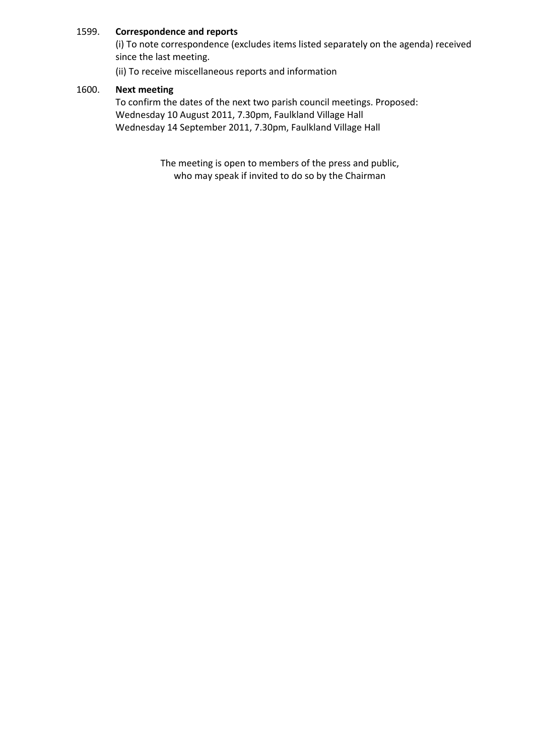1599. **Correspondence and reports**

(i) To note correspondence (excludes items listed separately on the agenda) received since the last meeting.

(ii) To receive miscellaneous reports and information

1600. **Next meeting**

To confirm the dates of the next two parish council meetings. Proposed:
Wednesday 10 August 2011, 7.30pm, Faulkland Village Hall
Wednesday 14 September 2011, 7.30pm, Faulkland Village Hall

The meeting is open to members of the press and public, who may speak if invited to do so by the Chairman